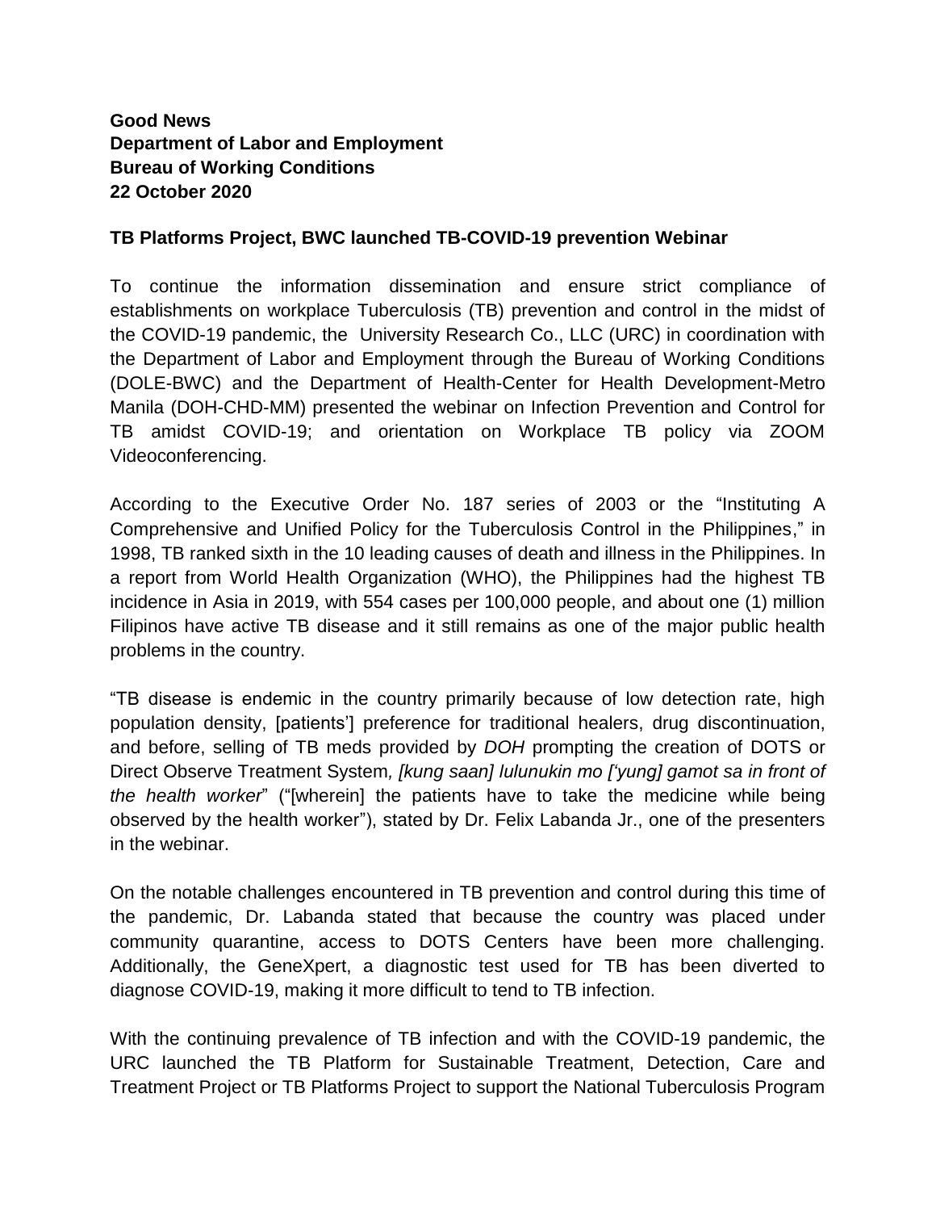**Good News**
**Department of Labor and Employment**
**Bureau of Working Conditions**
**22 October 2020**

**TB Platforms Project, BWC launched TB-COVID-19 prevention Webinar**

To continue the information dissemination and ensure strict compliance of establishments on workplace Tuberculosis (TB) prevention and control in the midst of the COVID-19 pandemic, the University Research Co., LLC (URC) in coordination with the Department of Labor and Employment through the Bureau of Working Conditions (DOLE-BWC) and the Department of Health-Center for Health Development-Metro Manila (DOH-CHD-MM) presented the webinar on Infection Prevention and Control for TB amidst COVID-19; and orientation on Workplace TB policy via ZOOM Videoconferencing.

According to the Executive Order No. 187 series of 2003 or the "Instituting A Comprehensive and Unified Policy for the Tuberculosis Control in the Philippines," in 1998, TB ranked sixth in the 10 leading causes of death and illness in the Philippines. In a report from World Health Organization (WHO), the Philippines had the highest TB incidence in Asia in 2019, with 554 cases per 100,000 people, and about one (1) million Filipinos have active TB disease and it still remains as one of the major public health problems in the country.

"TB disease is endemic in the country primarily because of low detection rate, high population density, [patients'] preference for traditional healers, drug discontinuation, and before, selling of TB meds provided by *DOH* prompting the creation of DOTS or Direct Observe Treatment System*, [kung saan] lulunukin mo ['yung] gamot sa in front of the health worker*" ("[wherein] the patients have to take the medicine while being observed by the health worker"), stated by Dr. Felix Labanda Jr., one of the presenters in the webinar.

On the notable challenges encountered in TB prevention and control during this time of the pandemic, Dr. Labanda stated that because the country was placed under community quarantine, access to DOTS Centers have been more challenging. Additionally, the GeneXpert, a diagnostic test used for TB has been diverted to diagnose COVID-19, making it more difficult to tend to TB infection.

With the continuing prevalence of TB infection and with the COVID-19 pandemic, the URC launched the TB Platform for Sustainable Treatment, Detection, Care and Treatment Project or TB Platforms Project to support the National Tuberculosis Program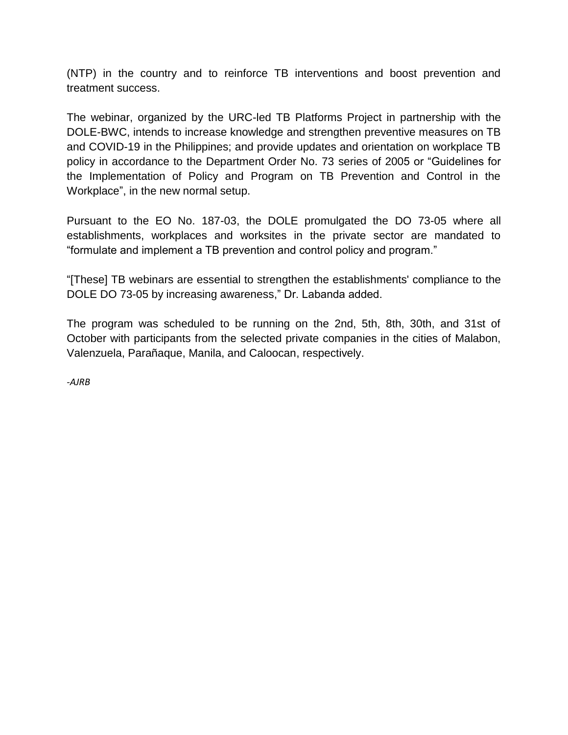(NTP) in the country and to reinforce TB interventions and boost prevention and treatment success.

The webinar, organized by the URC-led TB Platforms Project in partnership with the DOLE-BWC, intends to increase knowledge and strengthen preventive measures on TB and COVID-19 in the Philippines; and provide updates and orientation on workplace TB policy in accordance to the Department Order No. 73 series of 2005 or "Guidelines for the Implementation of Policy and Program on TB Prevention and Control in the Workplace", in the new normal setup.

Pursuant to the EO No. 187-03, the DOLE promulgated the DO 73-05 where all establishments, workplaces and worksites in the private sector are mandated to "formulate and implement a TB prevention and control policy and program."

"[These] TB webinars are essential to strengthen the establishments' compliance to the DOLE DO 73-05 by increasing awareness," Dr. Labanda added.

The program was scheduled to be running on the 2nd, 5th, 8th, 30th, and 31st of October with participants from the selected private companies in the cities of Malabon, Valenzuela, Parañaque, Manila, and Caloocan, respectively.

*-AJRB*